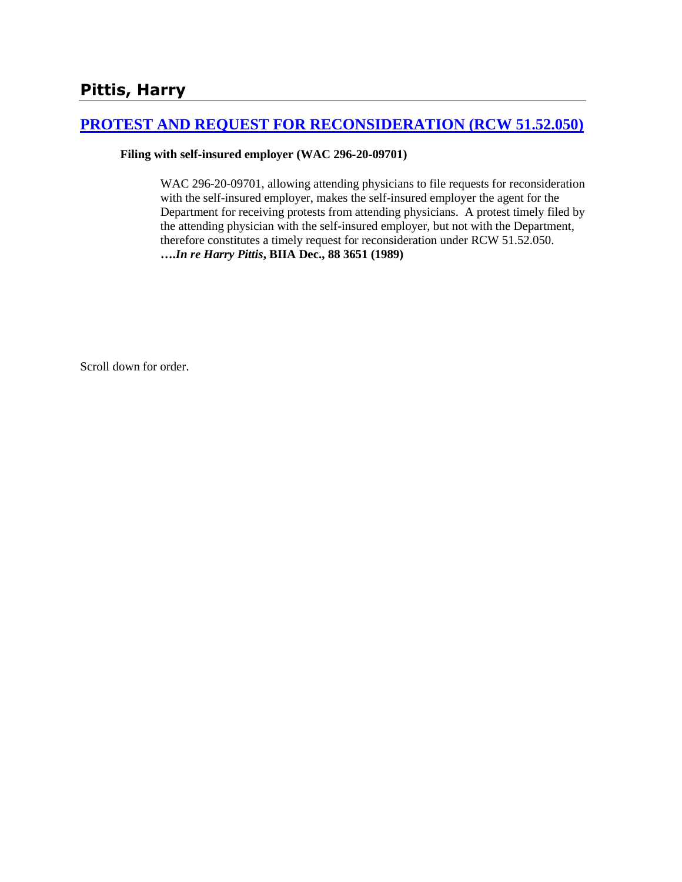# Pittis, Harry

## [PROTEST AND REQUEST FOR RECONSIDERATION (RCW 51.52.050)]

**Filing with self-insured employer (WAC 296-20-09701)**

> WAC 296-20-09701, allowing attending physicians to file requests for reconsideration with the self-insured employer, makes the self-insured employer the agent for the Department for receiving protests from attending physicians. A protest timely filed by the attending physician with the self-insured employer, but not with the Department, therefore constitutes a timely request for reconsideration under RCW 51.52.050. **….*In re Harry Pittis*, BIIA Dec., 88 3651 (1989)**

Scroll down for order.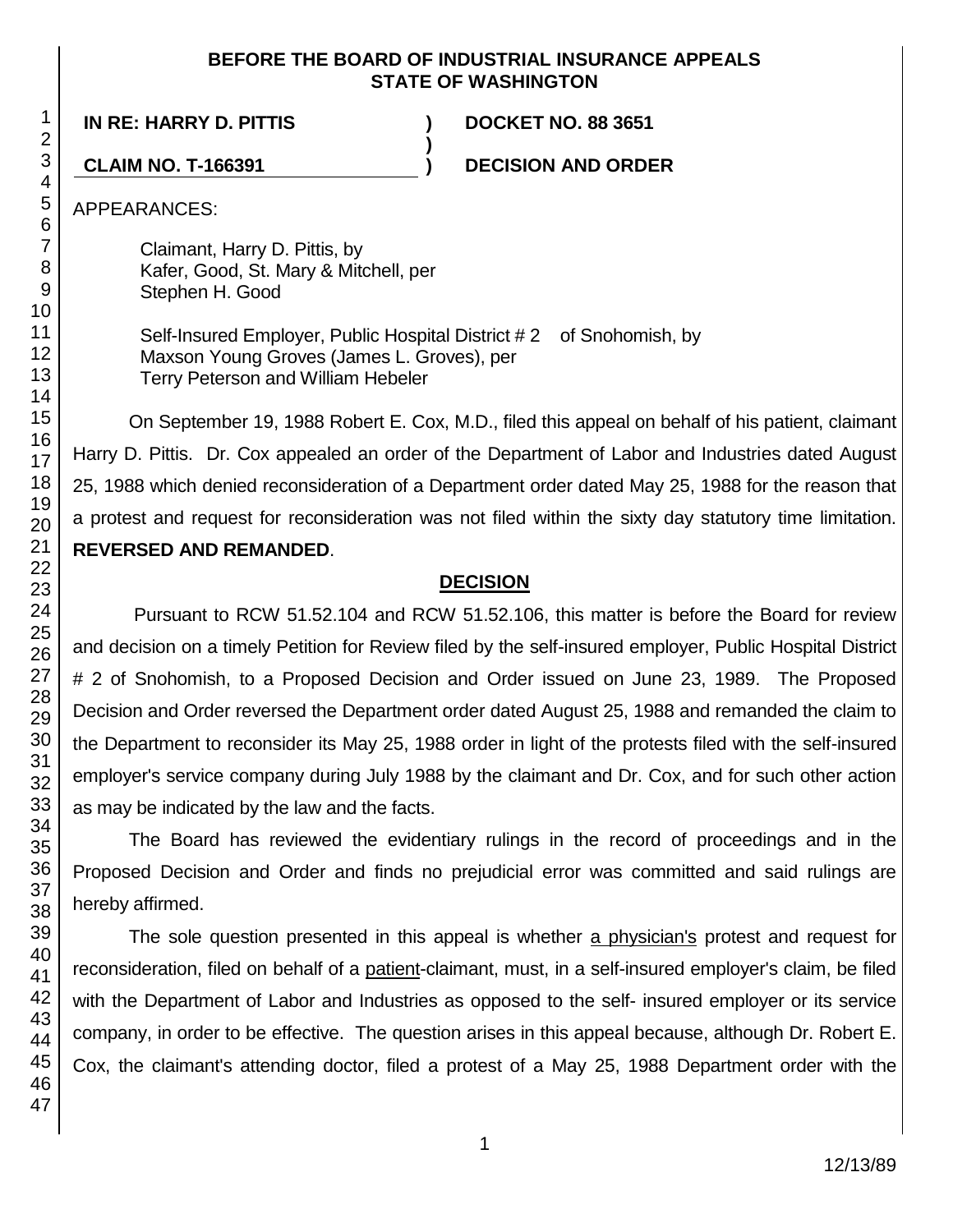**BEFORE THE BOARD OF INDUSTRIAL INSURANCE APPEALS STATE OF WASHINGTON**

**IN RE: HARRY D. PITTIS** ) **DOCKET NO. 88 3651**

**CLAIM NO. T-166391** ) **DECISION AND ORDER**

APPEARANCES:

Claimant, Harry D. Pittis, by
Kafer, Good, St. Mary & Mitchell, per
Stephen H. Good

Self-Insured Employer, Public Hospital District # 2 of Snohomish, by
Maxson Young Groves (James L. Groves), per
Terry Peterson and William Hebeler

On September 19, 1988 Robert E. Cox, M.D., filed this appeal on behalf of his patient, claimant Harry D. Pittis. Dr. Cox appealed an order of the Department of Labor and Industries dated August 25, 1988 which denied reconsideration of a Department order dated May 25, 1988 for the reason that a protest and request for reconsideration was not filed within the sixty day statutory time limitation. **REVERSED AND REMANDED**.

## DECISION

Pursuant to RCW 51.52.104 and RCW 51.52.106, this matter is before the Board for review and decision on a timely Petition for Review filed by the self-insured employer, Public Hospital District # 2 of Snohomish, to a Proposed Decision and Order issued on June 23, 1989. The Proposed Decision and Order reversed the Department order dated August 25, 1988 and remanded the claim to the Department to reconsider its May 25, 1988 order in light of the protests filed with the self-insured employer's service company during July 1988 by the claimant and Dr. Cox, and for such other action as may be indicated by the law and the facts.

The Board has reviewed the evidentiary rulings in the record of proceedings and in the Proposed Decision and Order and finds no prejudicial error was committed and said rulings are hereby affirmed.

The sole question presented in this appeal is whether a physician's protest and request for reconsideration, filed on behalf of a patient-claimant, must, in a self-insured employer's claim, be filed with the Department of Labor and Industries as opposed to the self- insured employer or its service company, in order to be effective. The question arises in this appeal because, although Dr. Robert E. Cox, the claimant's attending doctor, filed a protest of a May 25, 1988 Department order with the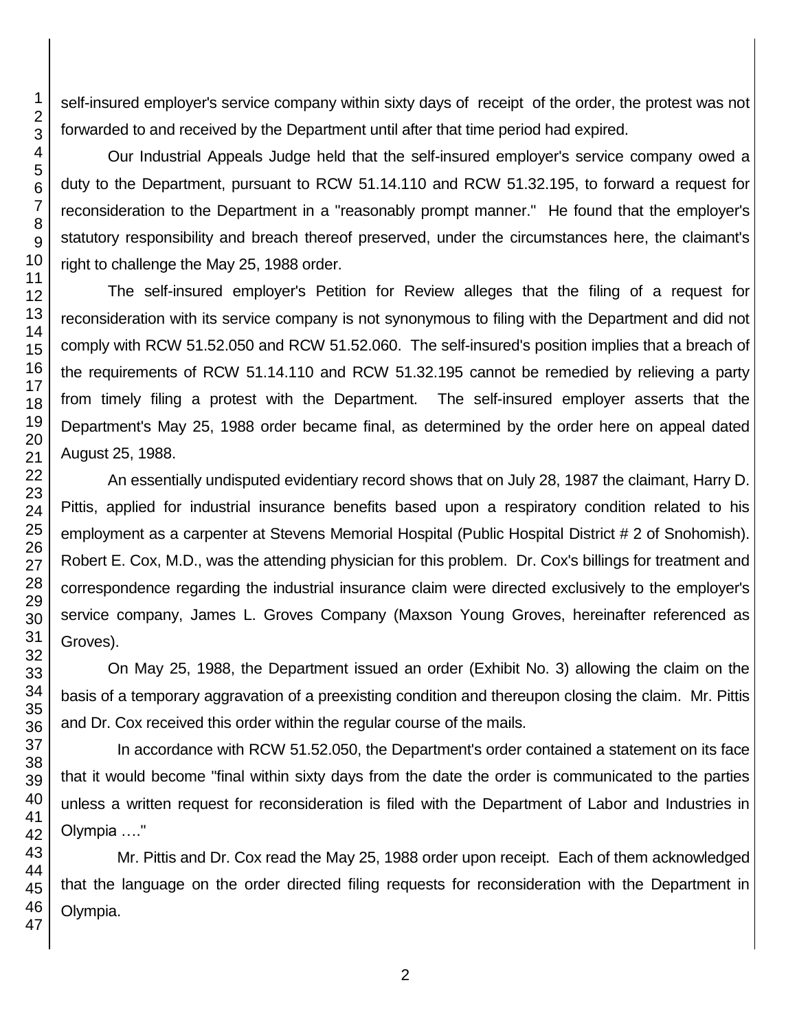self-insured employer's service company within sixty days of receipt of the order, the protest was not forwarded to and received by the Department until after that time period had expired.

Our Industrial Appeals Judge held that the self-insured employer's service company owed a duty to the Department, pursuant to RCW 51.14.110 and RCW 51.32.195, to forward a request for reconsideration to the Department in a "reasonably prompt manner." He found that the employer's statutory responsibility and breach thereof preserved, under the circumstances here, the claimant's right to challenge the May 25, 1988 order.

The self-insured employer's Petition for Review alleges that the filing of a request for reconsideration with its service company is not synonymous to filing with the Department and did not comply with RCW 51.52.050 and RCW 51.52.060. The self-insured's position implies that a breach of the requirements of RCW 51.14.110 and RCW 51.32.195 cannot be remedied by relieving a party from timely filing a protest with the Department. The self-insured employer asserts that the Department's May 25, 1988 order became final, as determined by the order here on appeal dated August 25, 1988.

An essentially undisputed evidentiary record shows that on July 28, 1987 the claimant, Harry D. Pittis, applied for industrial insurance benefits based upon a respiratory condition related to his employment as a carpenter at Stevens Memorial Hospital (Public Hospital District # 2 of Snohomish). Robert E. Cox, M.D., was the attending physician for this problem. Dr. Cox's billings for treatment and correspondence regarding the industrial insurance claim were directed exclusively to the employer's service company, James L. Groves Company (Maxson Young Groves, hereinafter referenced as Groves).

On May 25, 1988, the Department issued an order (Exhibit No. 3) allowing the claim on the basis of a temporary aggravation of a preexisting condition and thereupon closing the claim. Mr. Pittis and Dr. Cox received this order within the regular course of the mails.

In accordance with RCW 51.52.050, the Department's order contained a statement on its face that it would become "final within sixty days from the date the order is communicated to the parties unless a written request for reconsideration is filed with the Department of Labor and Industries in Olympia …."

Mr. Pittis and Dr. Cox read the May 25, 1988 order upon receipt. Each of them acknowledged that the language on the order directed filing requests for reconsideration with the Department in Olympia.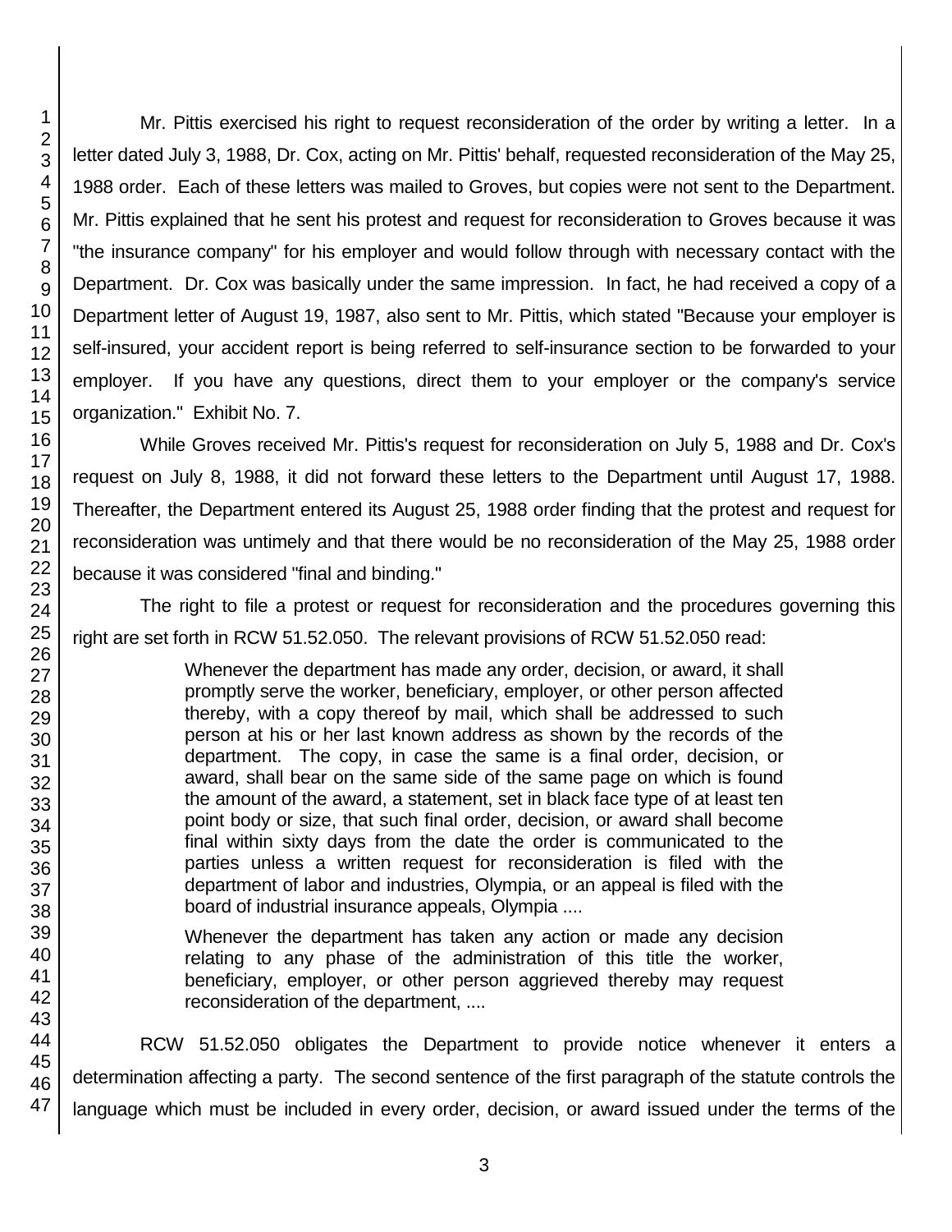Mr. Pittis exercised his right to request reconsideration of the order by writing a letter. In a letter dated July 3, 1988, Dr. Cox, acting on Mr. Pittis' behalf, requested reconsideration of the May 25, 1988 order. Each of these letters was mailed to Groves, but copies were not sent to the Department. Mr. Pittis explained that he sent his protest and request for reconsideration to Groves because it was "the insurance company" for his employer and would follow through with necessary contact with the Department. Dr. Cox was basically under the same impression. In fact, he had received a copy of a Department letter of August 19, 1987, also sent to Mr. Pittis, which stated "Because your employer is self-insured, your accident report is being referred to self-insurance section to be forwarded to your employer. If you have any questions, direct them to your employer or the company's service organization." Exhibit No. 7.

While Groves received Mr. Pittis's request for reconsideration on July 5, 1988 and Dr. Cox's request on July 8, 1988, it did not forward these letters to the Department until August 17, 1988. Thereafter, the Department entered its August 25, 1988 order finding that the protest and request for reconsideration was untimely and that there would be no reconsideration of the May 25, 1988 order because it was considered "final and binding."

The right to file a protest or request for reconsideration and the procedures governing this right are set forth in RCW 51.52.050. The relevant provisions of RCW 51.52.050 read:

> Whenever the department has made any order, decision, or award, it shall promptly serve the worker, beneficiary, employer, or other person affected thereby, with a copy thereof by mail, which shall be addressed to such person at his or her last known address as shown by the records of the department. The copy, in case the same is a final order, decision, or award, shall bear on the same side of the same page on which is found the amount of the award, a statement, set in black face type of at least ten point body or size, that such final order, decision, or award shall become final within sixty days from the date the order is communicated to the parties unless a written request for reconsideration is filed with the department of labor and industries, Olympia, or an appeal is filed with the board of industrial insurance appeals, Olympia ....
>
> Whenever the department has taken any action or made any decision relating to any phase of the administration of this title the worker, beneficiary, employer, or other person aggrieved thereby may request reconsideration of the department, ....

RCW 51.52.050 obligates the Department to provide notice whenever it enters a determination affecting a party. The second sentence of the first paragraph of the statute controls the language which must be included in every order, decision, or award issued under the terms of the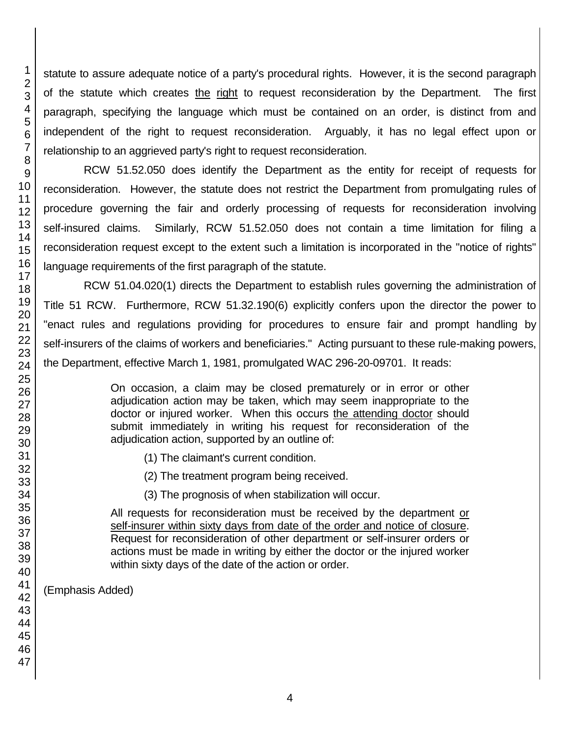statute to assure adequate notice of a party's procedural rights. However, it is the second paragraph of the statute which creates <u>the</u> <u>right</u> to request reconsideration by the Department. The first paragraph, specifying the language which must be contained on an order, is distinct from and independent of the right to request reconsideration. Arguably, it has no legal effect upon or relationship to an aggrieved party's right to request reconsideration.

RCW 51.52.050 does identify the Department as the entity for receipt of requests for reconsideration. However, the statute does not restrict the Department from promulgating rules of procedure governing the fair and orderly processing of requests for reconsideration involving self-insured claims. Similarly, RCW 51.52.050 does not contain a time limitation for filing a reconsideration request except to the extent such a limitation is incorporated in the "notice of rights" language requirements of the first paragraph of the statute.

RCW 51.04.020(1) directs the Department to establish rules governing the administration of Title 51 RCW. Furthermore, RCW 51.32.190(6) explicitly confers upon the director the power to "enact rules and regulations providing for procedures to ensure fair and prompt handling by self-insurers of the claims of workers and beneficiaries." Acting pursuant to these rule-making powers, the Department, effective March 1, 1981, promulgated WAC 296-20-09701. It reads:

> On occasion, a claim may be closed prematurely or in error or other adjudication action may be taken, which may seem inappropriate to the doctor or injured worker. When this occurs <u>the attending doctor</u> should submit immediately in writing his request for reconsideration of the adjudication action, supported by an outline of:
>
> (1) The claimant's current condition.
>
> (2) The treatment program being received.
>
> (3) The prognosis of when stabilization will occur.
>
> All requests for reconsideration must be received by the department <u>or self-insurer within sixty days from date of the order and notice of closure</u>. Request for reconsideration of other department or self-insurer orders or actions must be made in writing by either the doctor or the injured worker within sixty days of the date of the action or order.

(Emphasis Added)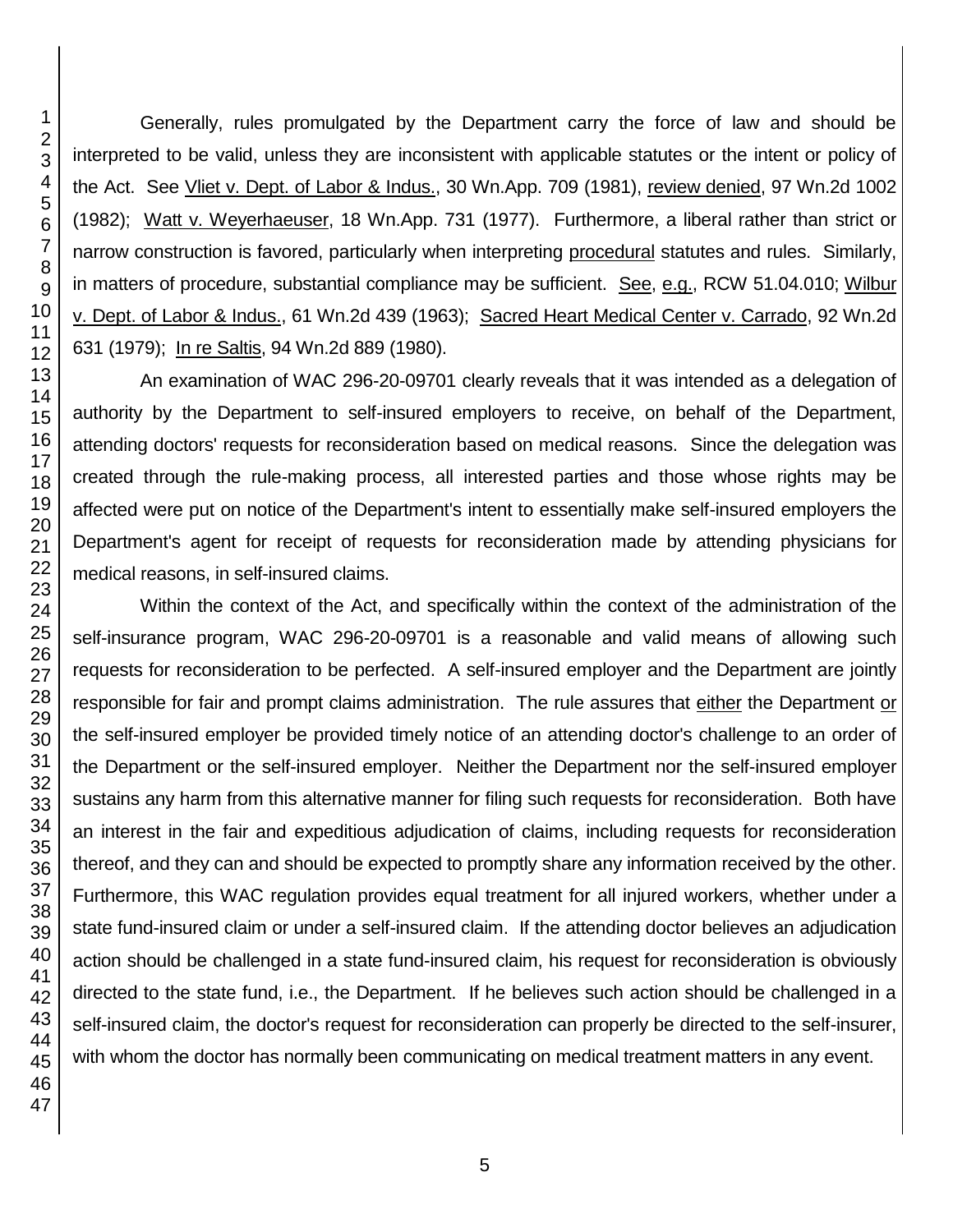Generally, rules promulgated by the Department carry the force of law and should be interpreted to be valid, unless they are inconsistent with applicable statutes or the intent or policy of the Act. See Vliet v. Dept. of Labor & Indus., 30 Wn.App. 709 (1981), review denied, 97 Wn.2d 1002 (1982); Watt v. Weyerhaeuser, 18 Wn.App. 731 (1977). Furthermore, a liberal rather than strict or narrow construction is favored, particularly when interpreting procedural statutes and rules. Similarly, in matters of procedure, substantial compliance may be sufficient. See, e.g., RCW 51.04.010; Wilbur v. Dept. of Labor & Indus., 61 Wn.2d 439 (1963); Sacred Heart Medical Center v. Carrado, 92 Wn.2d 631 (1979); In re Saltis, 94 Wn.2d 889 (1980).

An examination of WAC 296-20-09701 clearly reveals that it was intended as a delegation of authority by the Department to self-insured employers to receive, on behalf of the Department, attending doctors' requests for reconsideration based on medical reasons. Since the delegation was created through the rule-making process, all interested parties and those whose rights may be affected were put on notice of the Department's intent to essentially make self-insured employers the Department's agent for receipt of requests for reconsideration made by attending physicians for medical reasons, in self-insured claims.

Within the context of the Act, and specifically within the context of the administration of the self-insurance program, WAC 296-20-09701 is a reasonable and valid means of allowing such requests for reconsideration to be perfected. A self-insured employer and the Department are jointly responsible for fair and prompt claims administration. The rule assures that either the Department or the self-insured employer be provided timely notice of an attending doctor's challenge to an order of the Department or the self-insured employer. Neither the Department nor the self-insured employer sustains any harm from this alternative manner for filing such requests for reconsideration. Both have an interest in the fair and expeditious adjudication of claims, including requests for reconsideration thereof, and they can and should be expected to promptly share any information received by the other. Furthermore, this WAC regulation provides equal treatment for all injured workers, whether under a state fund-insured claim or under a self-insured claim. If the attending doctor believes an adjudication action should be challenged in a state fund-insured claim, his request for reconsideration is obviously directed to the state fund, i.e., the Department. If he believes such action should be challenged in a self-insured claim, the doctor's request for reconsideration can properly be directed to the self-insurer, with whom the doctor has normally been communicating on medical treatment matters in any event.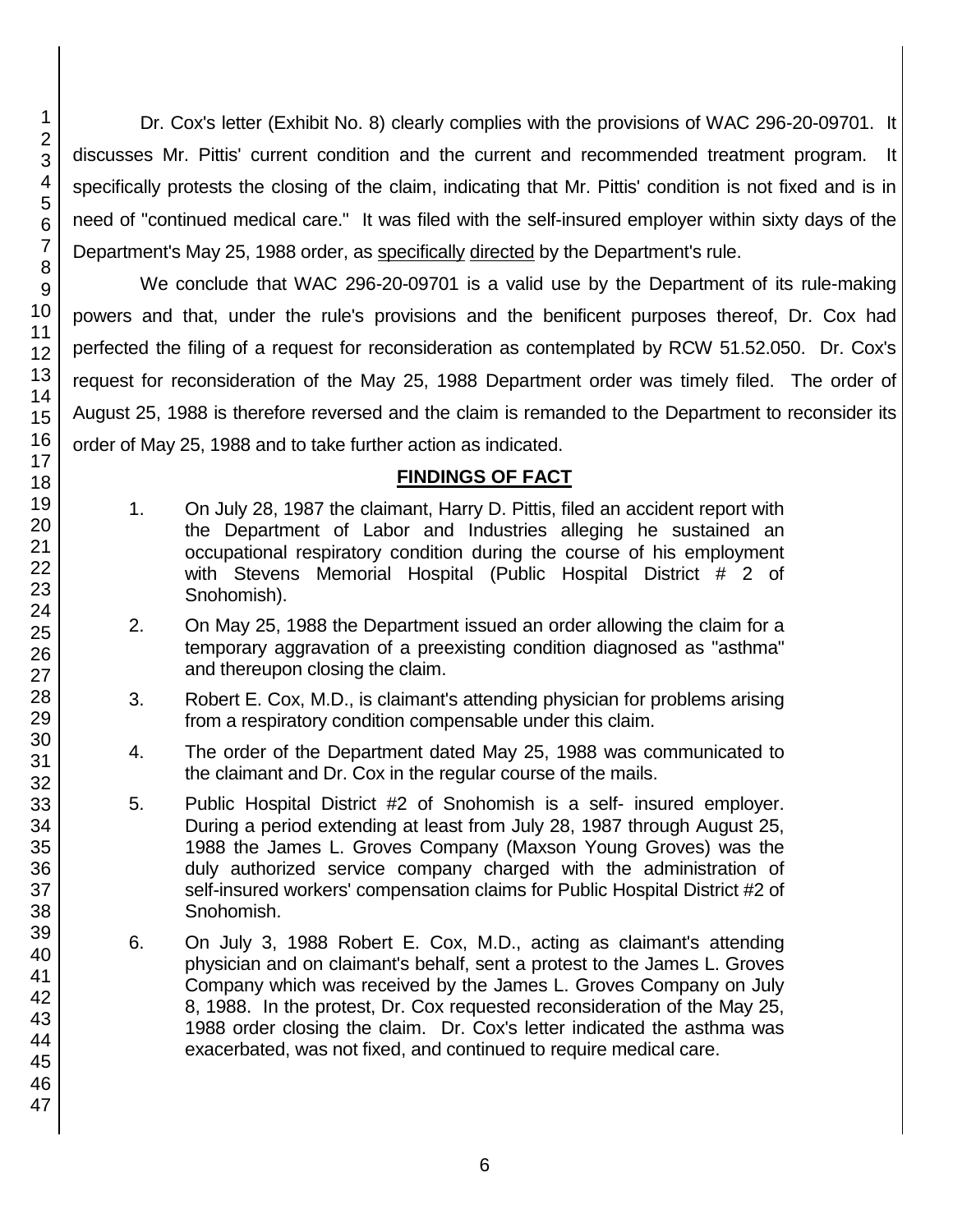Dr. Cox's letter (Exhibit No. 8) clearly complies with the provisions of WAC 296-20-09701. It discusses Mr. Pittis' current condition and the current and recommended treatment program. It specifically protests the closing of the claim, indicating that Mr. Pittis' condition is not fixed and is in need of "continued medical care." It was filed with the self-insured employer within sixty days of the Department's May 25, 1988 order, as specifically directed by the Department's rule.

We conclude that WAC 296-20-09701 is a valid use by the Department of its rule-making powers and that, under the rule's provisions and the benificent purposes thereof, Dr. Cox had perfected the filing of a request for reconsideration as contemplated by RCW 51.52.050. Dr. Cox's request for reconsideration of the May 25, 1988 Department order was timely filed. The order of August 25, 1988 is therefore reversed and the claim is remanded to the Department to reconsider its order of May 25, 1988 and to take further action as indicated.

## FINDINGS OF FACT

1. On July 28, 1987 the claimant, Harry D. Pittis, filed an accident report with the Department of Labor and Industries alleging he sustained an occupational respiratory condition during the course of his employment with Stevens Memorial Hospital (Public Hospital District # 2 of Snohomish).

2. On May 25, 1988 the Department issued an order allowing the claim for a temporary aggravation of a preexisting condition diagnosed as "asthma" and thereupon closing the claim.

3. Robert E. Cox, M.D., is claimant's attending physician for problems arising from a respiratory condition compensable under this claim.

4. The order of the Department dated May 25, 1988 was communicated to the claimant and Dr. Cox in the regular course of the mails.

5. Public Hospital District #2 of Snohomish is a self- insured employer. During a period extending at least from July 28, 1987 through August 25, 1988 the James L. Groves Company (Maxson Young Groves) was the duly authorized service company charged with the administration of self-insured workers' compensation claims for Public Hospital District #2 of Snohomish.

6. On July 3, 1988 Robert E. Cox, M.D., acting as claimant's attending physician and on claimant's behalf, sent a protest to the James L. Groves Company which was received by the James L. Groves Company on July 8, 1988. In the protest, Dr. Cox requested reconsideration of the May 25, 1988 order closing the claim. Dr. Cox's letter indicated the asthma was exacerbated, was not fixed, and continued to require medical care.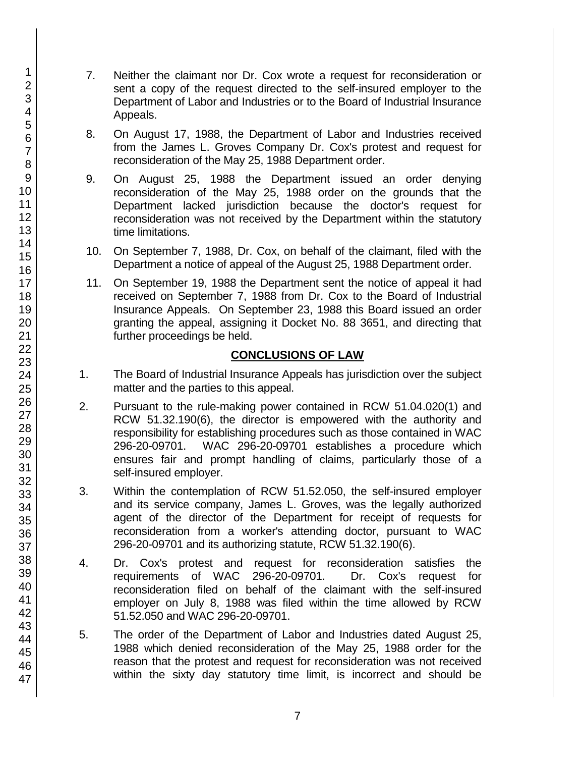7. Neither the claimant nor Dr. Cox wrote a request for reconsideration or sent a copy of the request directed to the self-insured employer to the Department of Labor and Industries or to the Board of Industrial Insurance Appeals.

8. On August 17, 1988, the Department of Labor and Industries received from the James L. Groves Company Dr. Cox's protest and request for reconsideration of the May 25, 1988 Department order.

9. On August 25, 1988 the Department issued an order denying reconsideration of the May 25, 1988 order on the grounds that the Department lacked jurisdiction because the doctor's request for reconsideration was not received by the Department within the statutory time limitations.

10. On September 7, 1988, Dr. Cox, on behalf of the claimant, filed with the Department a notice of appeal of the August 25, 1988 Department order.

11. On September 19, 1988 the Department sent the notice of appeal it had received on September 7, 1988 from Dr. Cox to the Board of Industrial Insurance Appeals. On September 23, 1988 this Board issued an order granting the appeal, assigning it Docket No. 88 3651, and directing that further proceedings be held.

## CONCLUSIONS OF LAW

1. The Board of Industrial Insurance Appeals has jurisdiction over the subject matter and the parties to this appeal.

2. Pursuant to the rule-making power contained in RCW 51.04.020(1) and RCW 51.32.190(6), the director is empowered with the authority and responsibility for establishing procedures such as those contained in WAC 296-20-09701. WAC 296-20-09701 establishes a procedure which ensures fair and prompt handling of claims, particularly those of a self-insured employer.

3. Within the contemplation of RCW 51.52.050, the self-insured employer and its service company, James L. Groves, was the legally authorized agent of the director of the Department for receipt of requests for reconsideration from a worker's attending doctor, pursuant to WAC 296-20-09701 and its authorizing statute, RCW 51.32.190(6).

4. Dr. Cox's protest and request for reconsideration satisfies the requirements of WAC 296-20-09701. Dr. Cox's request for reconsideration filed on behalf of the claimant with the self-insured employer on July 8, 1988 was filed within the time allowed by RCW 51.52.050 and WAC 296-20-09701.

5. The order of the Department of Labor and Industries dated August 25, 1988 which denied reconsideration of the May 25, 1988 order for the reason that the protest and request for reconsideration was not received within the sixty day statutory time limit, is incorrect and should be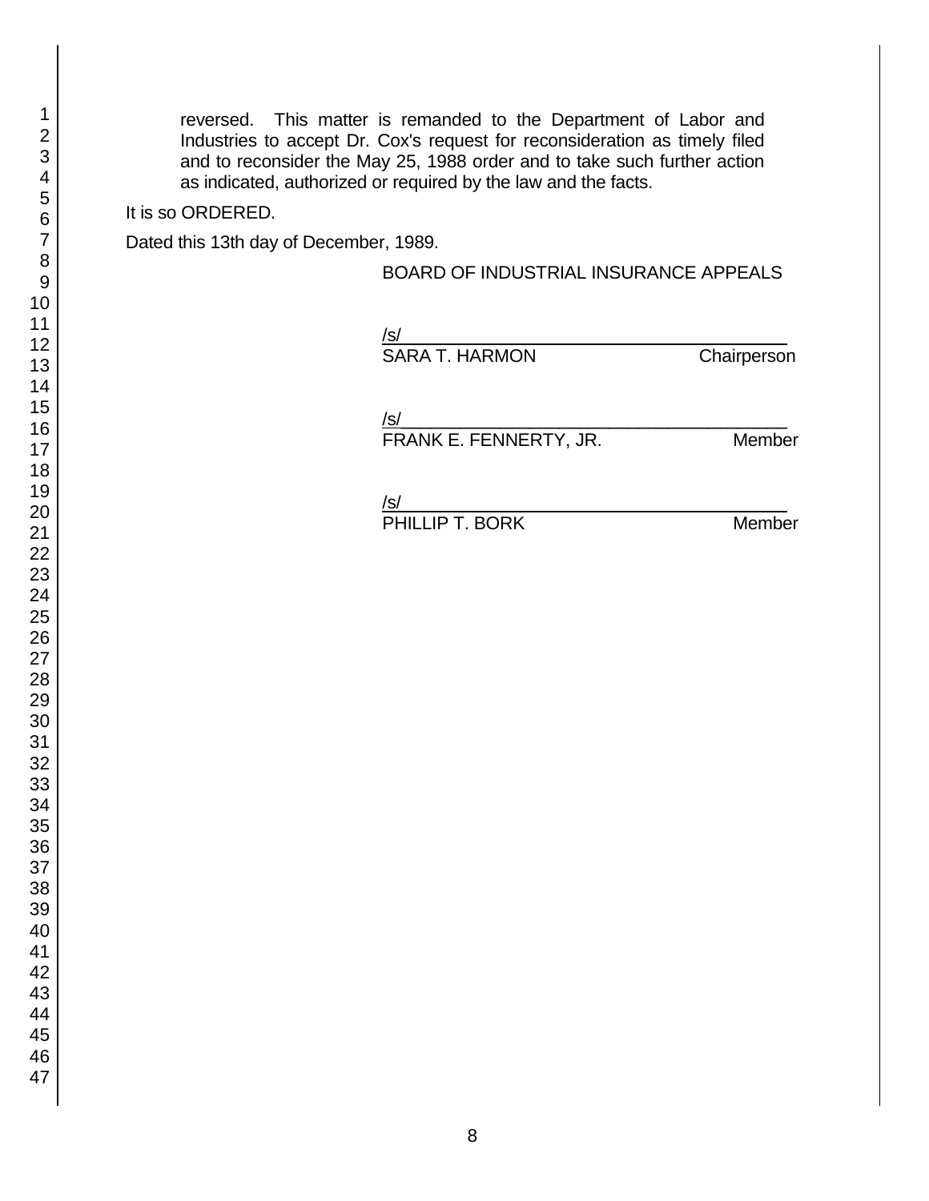reversed. This matter is remanded to the Department of Labor and Industries to accept Dr. Cox's request for reconsideration as timely filed and to reconsider the May 25, 1988 order and to take such further action as indicated, authorized or required by the law and the facts.

It is so ORDERED.

Dated this 13th day of December, 1989.

BOARD OF INDUSTRIAL INSURANCE APPEALS

/s/
SARA T. HARMON Chairperson

/s/
FRANK E. FENNERTY, JR. Member

/s/
PHILLIP T. BORK Member